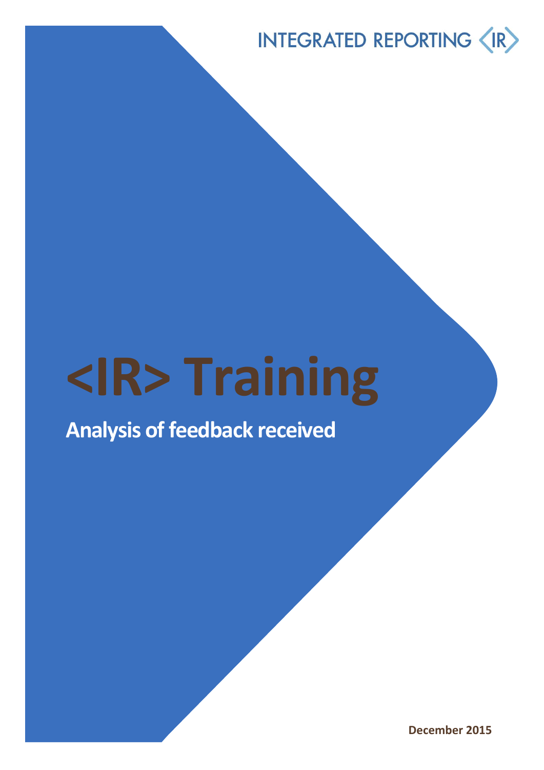INTEGRATED REPORTING <IR>

# <IR> Training

## Analysis of feedback received

December 2015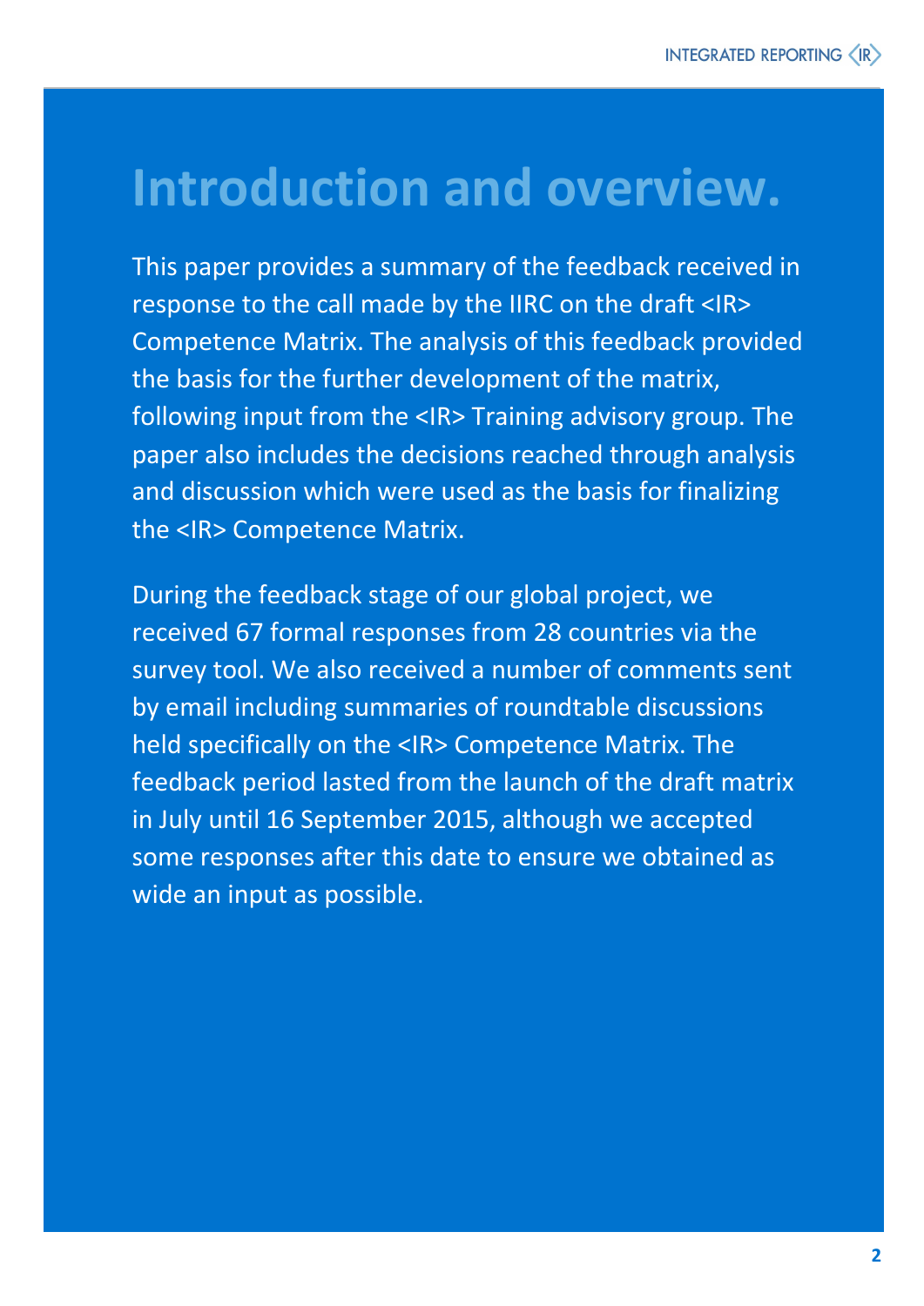# Introduction and overview.

This paper provides a summary of the feedback received in response to the call made by the IIRC on the draft <IR> Competence Matrix. The analysis of this feedback provided the basis for the further development of the matrix, following input from the <IR> Training advisory group. The paper also includes the decisions reached through analysis and discussion which were used as the basis for finalizing the <IR> Competence Matrix.

During the feedback stage of our global project, we received 67 formal responses from 28 countries via the survey tool. We also received a number of comments sent by email including summaries of roundtable discussions held specifically on the <IR> Competence Matrix. The feedback period lasted from the launch of the draft matrix in July until 16 September 2015, although we accepted some responses after this date to ensure we obtained as wide an input as possible.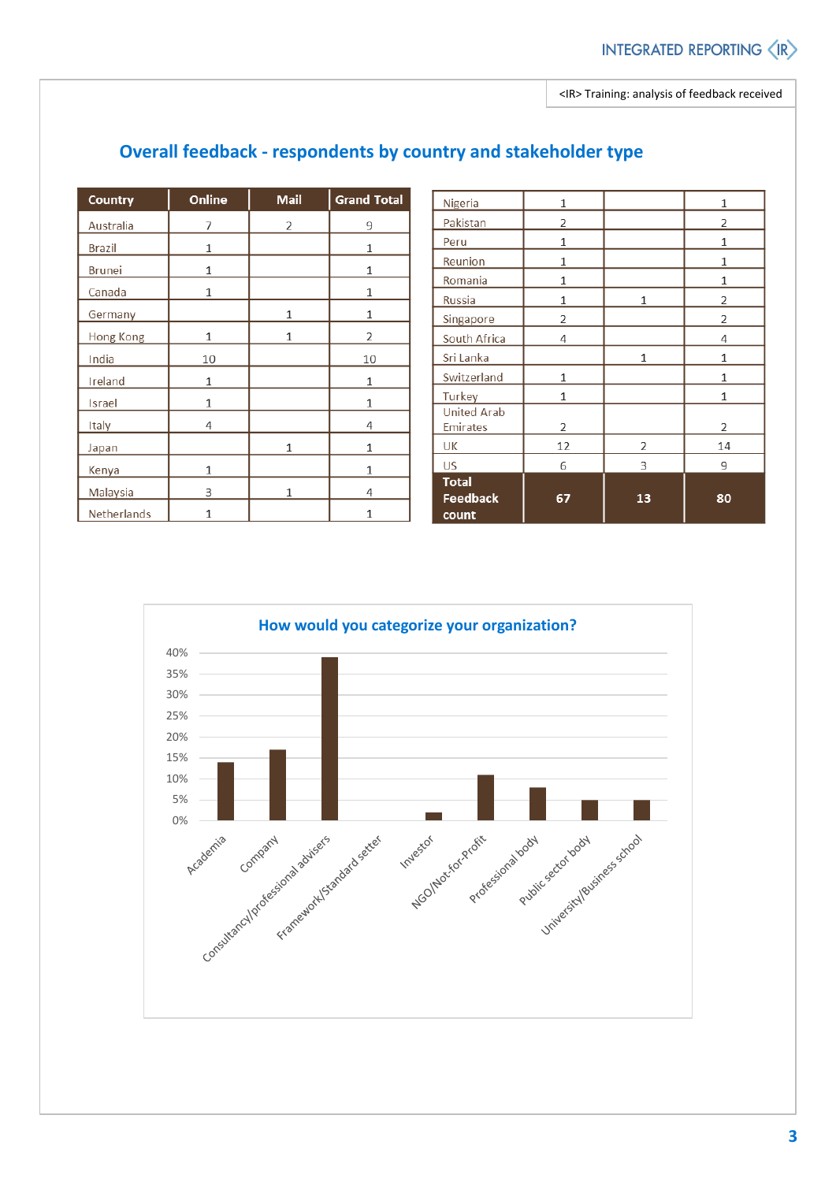## Overall feedback - respondents by country and stakeholder type

| Country | Online | Mail | Grand Total |
|---|---|---|---|
| Australia | 7 | 2 | 9 |
| Brazil | 1 | | 1 |
| Brunei | 1 | | 1 |
| Canada | 1 | | 1 |
| Germany | | 1 | 1 |
| Hong Kong | 1 | 1 | 2 |
| India | 10 | | 10 |
| Ireland | 1 | | 1 |
| Israel | 1 | | 1 |
| Italy | 4 | | 4 |
| Japan | | 1 | 1 |
| Kenya | 1 | | 1 |
| Malaysia | 3 | 1 | 4 |
| Netherlands | 1 | | 1 |
| Nigeria | 1 | | 1 |
| Pakistan | 2 | | 2 |
| Peru | 1 | | 1 |
| Reunion | 1 | | 1 |
| Romania | 1 | | 1 |
| Russia | 1 | 1 | 2 |
| Singapore | 2 | | 2 |
| South Africa | 4 | | 4 |
| Sri Lanka | | 1 | 1 |
| Switzerland | 1 | | 1 |
| Turkey | 1 | | 1 |
| United Arab Emirates | 2 | | 2 |
| UK | 12 | 2 | 14 |
| US | 6 | 3 | 9 |
| **Total Feedback count** | **67** | **13** | **80** |

### How would you categorize your organization?

| Category | Approx. % |
|---|---|
| Academia | 14% |
| Company | 17% |
| Consultancy/professional advisers | 39% |
| Framework/Standard setter | 0% |
| Investor | 2% |
| NGO/Not-for-Profit | 11% |
| Professional body | 8% |
| Public sector body | 5% |
| University/Business school | 5% |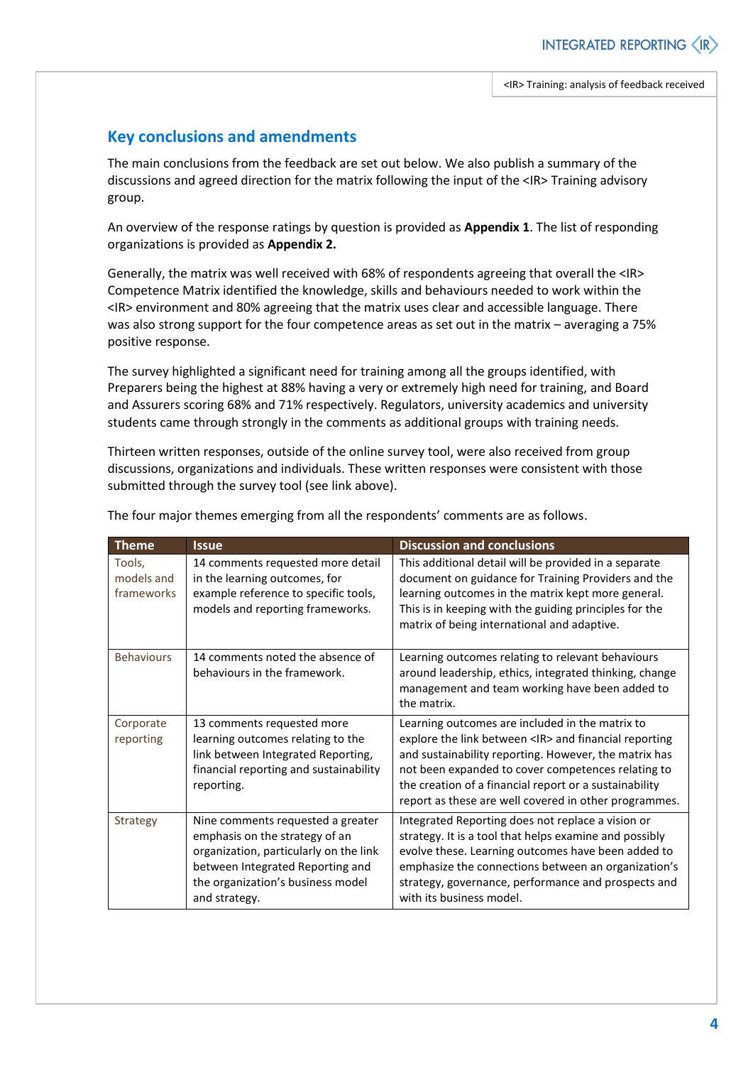## Key conclusions and amendments

The main conclusions from the feedback are set out below. We also publish a summary of the discussions and agreed direction for the matrix following the input of the <IR> Training advisory group.

An overview of the response ratings by question is provided as **Appendix 1**. The list of responding organizations is provided as **Appendix 2.**

Generally, the matrix was well received with 68% of respondents agreeing that overall the <IR> Competence Matrix identified the knowledge, skills and behaviours needed to work within the <IR> environment and 80% agreeing that the matrix uses clear and accessible language. There was also strong support for the four competence areas as set out in the matrix – averaging a 75% positive response.

The survey highlighted a significant need for training among all the groups identified, with Preparers being the highest at 88% having a very or extremely high need for training, and Board and Assurers scoring 68% and 71% respectively. Regulators, university academics and university students came through strongly in the comments as additional groups with training needs.

Thirteen written responses, outside of the online survey tool, were also received from group discussions, organizations and individuals. These written responses were consistent with those submitted through the survey tool (see link above).

The four major themes emerging from all the respondents' comments are as follows.

| Theme | Issue | Discussion and conclusions |
|---|---|---|
| Tools, models and frameworks | 14 comments requested more detail in the learning outcomes, for example reference to specific tools, models and reporting frameworks. | This additional detail will be provided in a separate document on guidance for Training Providers and the learning outcomes in the matrix kept more general. This is in keeping with the guiding principles for the matrix of being international and adaptive. |
| Behaviours | 14 comments noted the absence of behaviours in the framework. | Learning outcomes relating to relevant behaviours around leadership, ethics, integrated thinking, change management and team working have been added to the matrix. |
| Corporate reporting | 13 comments requested more learning outcomes relating to the link between Integrated Reporting, financial reporting and sustainability reporting. | Learning outcomes are included in the matrix to explore the link between <IR> and financial reporting and sustainability reporting. However, the matrix has not been expanded to cover competences relating to the creation of a financial report or a sustainability report as these are well covered in other programmes. |
| Strategy | Nine comments requested a greater emphasis on the strategy of an organization, particularly on the link between Integrated Reporting and the organization's business model and strategy. | Integrated Reporting does not replace a vision or strategy. It is a tool that helps examine and possibly evolve these. Learning outcomes have been added to emphasize the connections between an organization's strategy, governance, performance and prospects and with its business model. |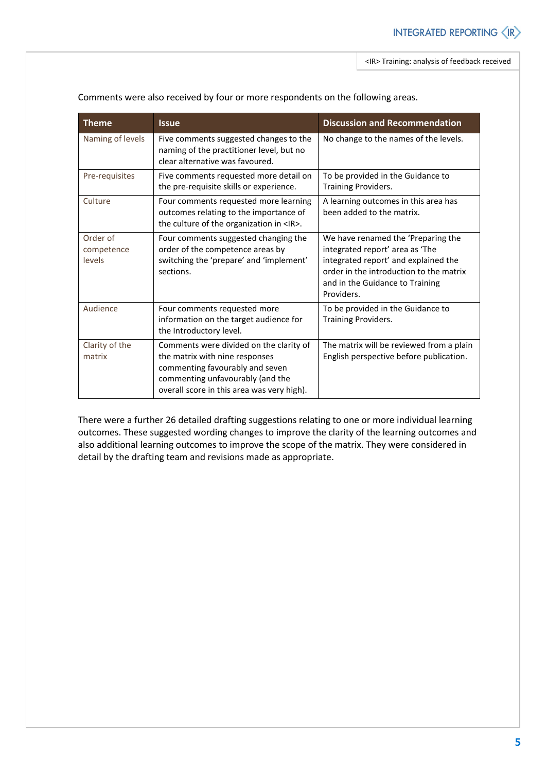Comments were also received by four or more respondents on the following areas.

| Theme | Issue | Discussion and Recommendation |
|---|---|---|
| Naming of levels | Five comments suggested changes to the naming of the practitioner level, but no clear alternative was favoured. | No change to the names of the levels. |
| Pre-requisites | Five comments requested more detail on the pre-requisite skills or experience. | To be provided in the Guidance to Training Providers. |
| Culture | Four comments requested more learning outcomes relating to the importance of the culture of the organization in <IR>. | A learning outcomes in this area has been added to the matrix. |
| Order of competence levels | Four comments suggested changing the order of the competence areas by switching the 'prepare' and 'implement' sections. | We have renamed the 'Preparing the integrated report' area as 'The integrated report' and explained the order in the introduction to the matrix and in the Guidance to Training Providers. |
| Audience | Four comments requested more information on the target audience for the Introductory level. | To be provided in the Guidance to Training Providers. |
| Clarity of the matrix | Comments were divided on the clarity of the matrix with nine responses commenting favourably and seven commenting unfavourably (and the overall score in this area was very high). | The matrix will be reviewed from a plain English perspective before publication. |

There were a further 26 detailed drafting suggestions relating to one or more individual learning outcomes. These suggested wording changes to improve the clarity of the learning outcomes and also additional learning outcomes to improve the scope of the matrix. They were considered in detail by the drafting team and revisions made as appropriate.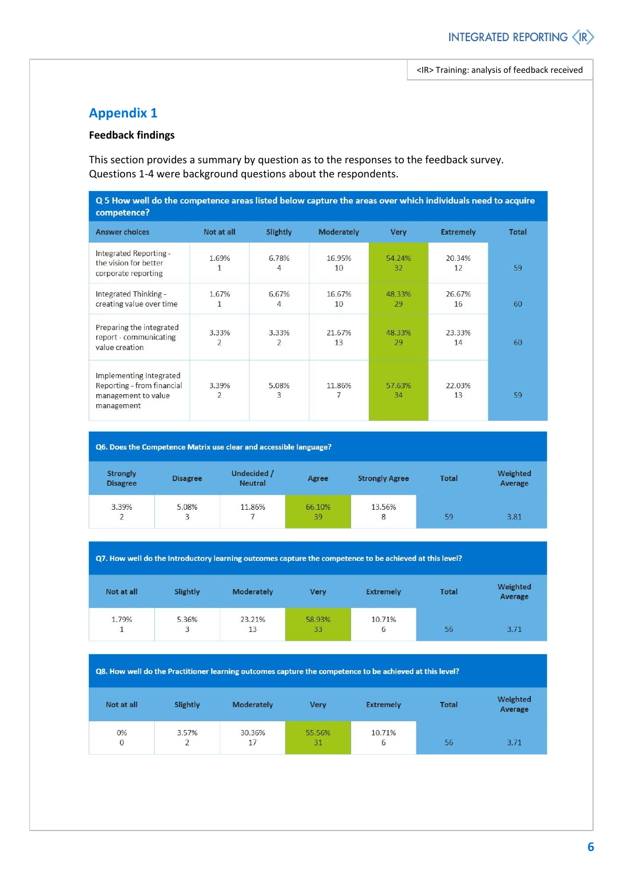## Appendix 1

**Feedback findings**

This section provides a summary by question as to the responses to the feedback survey. Questions 1-4 were background questions about the respondents.

| Q 5 How well do the competence areas listed below capture the areas over which individuals need to acquire competence? | | | | | | |
|---|---|---|---|---|---|---|
| **Answer choices** | **Not at all** | **Slightly** | **Moderately** | **Very** | **Extremely** | **Total** |
| Integrated Reporting - the vision for better corporate reporting | 1.69% 1 | 6.78% 4 | 16.95% 10 | 54.24% 32 | 20.34% 12 | 59 |
| Integrated Thinking - creating value over time | 1.67% 1 | 6.67% 4 | 16.67% 10 | 48.33% 29 | 26.67% 16 | 60 |
| Preparing the integrated report - communicating value creation | 3.33% 2 | 3.33% 2 | 21.67% 13 | 48.33% 29 | 23.33% 14 | 60 |
| Implementing Integrated Reporting - from financial management to value management | 3.39% 2 | 5.08% 3 | 11.86% 7 | 57.63% 34 | 22.03% 13 | 59 |

| Q6. Does the Competence Matrix use clear and accessible language? | | | | | | |
|---|---|---|---|---|---|---|
| **Strongly Disagree** | **Disagree** | **Undecided / Neutral** | **Agree** | **Strongly Agree** | **Total** | **Weighted Average** |
| 3.39% 2 | 5.08% 3 | 11.86% 7 | 66.10% 39 | 13.56% 8 | 59 | 3.81 |

| Q7. How well do the Introductory learning outcomes capture the competence to be achieved at this level? | | | | | | |
|---|---|---|---|---|---|---|
| **Not at all** | **Slightly** | **Moderately** | **Very** | **Extremely** | **Total** | **Weighted Average** |
| 1.79% 1 | 5.36% 3 | 23.21% 13 | 58.93% 33 | 10.71% 6 | 56 | 3.71 |

| Q8. How well do the Practitioner learning outcomes capture the competence to be achieved at this level? | | | | | | |
|---|---|---|---|---|---|---|
| **Not at all** | **Slightly** | **Moderately** | **Very** | **Extremely** | **Total** | **Weighted Average** |
| 0% 0 | 3.57% 2 | 30.36% 17 | 55.56% 31 | 10.71% 6 | 56 | 3.71 |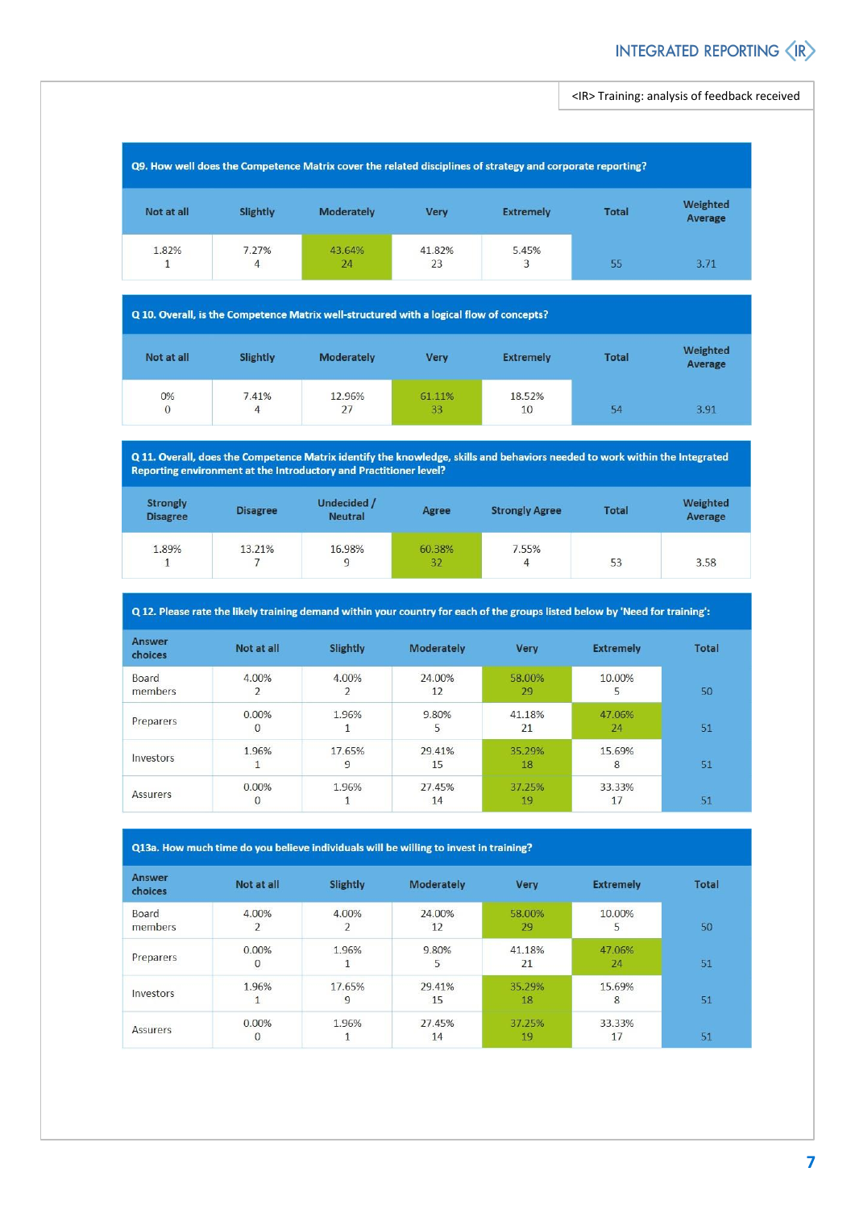<IR> Training: analysis of feedback received

| Q9. How well does the Competence Matrix cover the related disciplines of strategy and corporate reporting? | | | | | | |
|---|---|---|---|---|---|---|
| Not at all | Slightly | Moderately | Very | Extremely | Total | Weighted Average |
| 1.82%<br>1 | 7.27%<br>4 | 43.64%<br>24 | 41.82%<br>23 | 5.45%<br>3 | 55 | 3.71 |

| Q 10. Overall, is the Competence Matrix well-structured with a logical flow of concepts? | | | | | | |
|---|---|---|---|---|---|---|
| Not at all | Slightly | Moderately | Very | Extremely | Total | Weighted Average |
| 0%<br>0 | 7.41%<br>4 | 12.96%<br>27 | 61.11%<br>33 | 18.52%<br>10 | 54 | 3.91 |

| Q 11. Overall, does the Competence Matrix identify the knowledge, skills and behaviors needed to work within the Integrated Reporting environment at the Introductory and Practitioner level? | | | | | | |
|---|---|---|---|---|---|---|
| Strongly Disagree | Disagree | Undecided / Neutral | Agree | Strongly Agree | Total | Weighted Average |
| 1.89%<br>1 | 13.21%<br>7 | 16.98%<br>9 | 60.38%<br>32 | 7.55%<br>4 | 53 | 3.58 |

| Q 12. Please rate the likely training demand within your country for each of the groups listed below by 'Need for training': | | | | | | |
|---|---|---|---|---|---|---|
| Answer choices | Not at all | Slightly | Moderately | Very | Extremely | Total |
| Board members | 4.00%<br>2 | 4.00%<br>2 | 24.00%<br>12 | 58.00%<br>29 | 10.00%<br>5 | 50 |
| Preparers | 0.00%<br>0 | 1.96%<br>1 | 9.80%<br>5 | 41.18%<br>21 | 47.06%<br>24 | 51 |
| Investors | 1.96%<br>1 | 17.65%<br>9 | 29.41%<br>15 | 35.29%<br>18 | 15.69%<br>8 | 51 |
| Assurers | 0.00%<br>0 | 1.96%<br>1 | 27.45%<br>14 | 37.25%<br>19 | 33.33%<br>17 | 51 |

| Q13a. How much time do you believe individuals will be willing to invest in training? | | | | | | |
|---|---|---|---|---|---|---|
| Answer choices | Not at all | Slightly | Moderately | Very | Extremely | Total |
| Board members | 4.00%<br>2 | 4.00%<br>2 | 24.00%<br>12 | 58.00%<br>29 | 10.00%<br>5 | 50 |
| Preparers | 0.00%<br>0 | 1.96%<br>1 | 9.80%<br>5 | 41.18%<br>21 | 47.06%<br>24 | 51 |
| Investors | 1.96%<br>1 | 17.65%<br>9 | 29.41%<br>15 | 35.29%<br>18 | 15.69%<br>8 | 51 |
| Assurers | 0.00%<br>0 | 1.96%<br>1 | 27.45%<br>14 | 37.25%<br>19 | 33.33%<br>17 | 51 |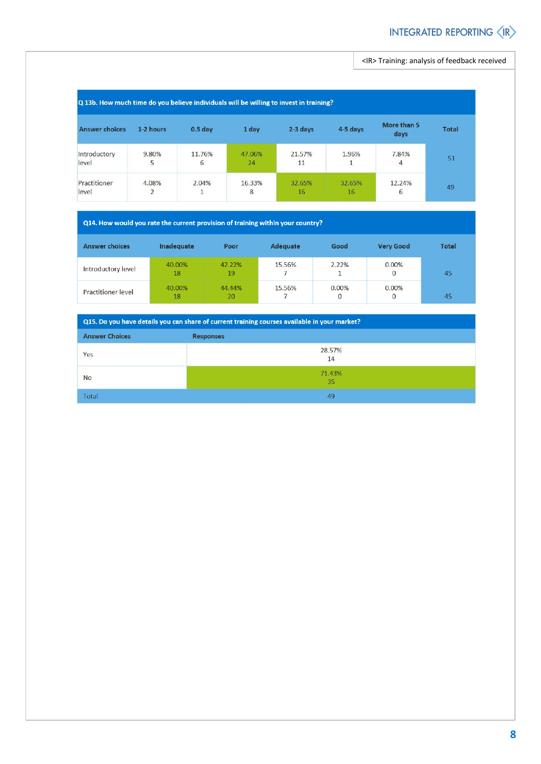| Q 13b. How much time do you believe individuals will be willing to invest in training? | | | | | | | |
|---|---|---|---|---|---|---|---|
| Answer choices | 1-2 hours | 0.5 day | 1 day | 2-3 days | 4-5 days | More than 5 days | Total |
| Introductory level | 9.80% 5 | 11.76% 6 | 47.06% 24 | 21.57% 11 | 1.96% 1 | 7.84% 4 | 51 |
| Practitioner level | 4.08% 2 | 2.04% 1 | 16.33% 8 | 32.65% 16 | 32.65% 16 | 12.24% 6 | 49 |

| Q14. How would you rate the current provision of training within your country? | | | | | | |
|---|---|---|---|---|---|---|
| Answer choices | Inadequate | Poor | Adequate | Good | Very Good | Total |
| Introductory level | 40.00% 18 | 42.22% 19 | 15.56% 7 | 2.22% 1 | 0.00% 0 | 45 |
| Practitioner level | 40.00% 18 | 44.44% 20 | 15.56% 7 | 0.00% 0 | 0.00% 0 | 45 |

| Q15. Do you have details you can share of current training courses available in your market? | |
|---|---|
| Answer Choices | Responses |
| Yes | 28.57% 14 |
| No | 71.43% 35 |
| Total | 49 |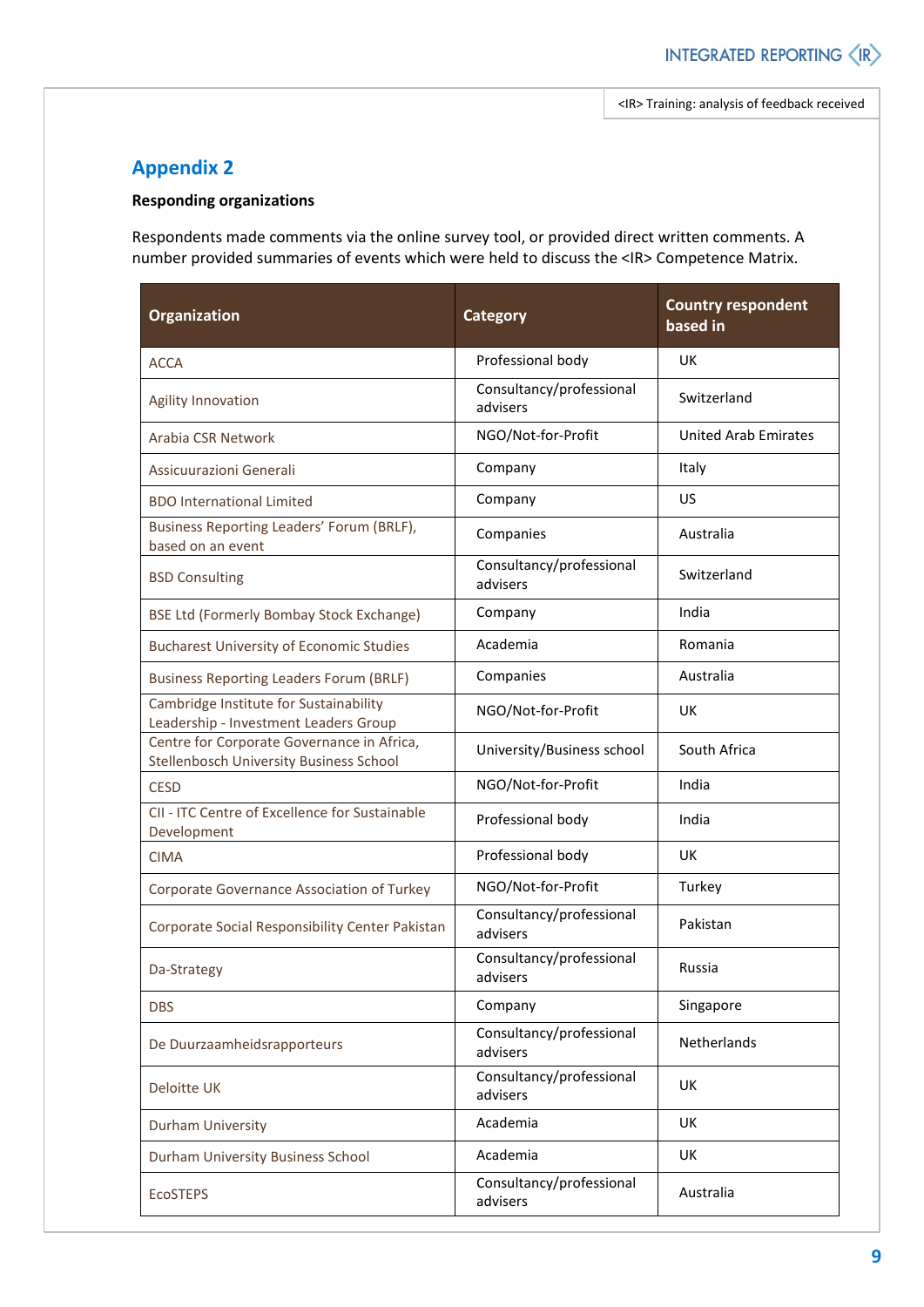## Appendix 2

**Responding organizations**

Respondents made comments via the online survey tool, or provided direct written comments. A number provided summaries of events which were held to discuss the <IR> Competence Matrix.

| Organization | Category | Country respondent based in |
|---|---|---|
| ACCA | Professional body | UK |
| Agility Innovation | Consultancy/professional advisers | Switzerland |
| Arabia CSR Network | NGO/Not-for-Profit | United Arab Emirates |
| Assicuurazioni Generali | Company | Italy |
| BDO International Limited | Company | US |
| Business Reporting Leaders' Forum (BRLF), based on an event | Companies | Australia |
| BSD Consulting | Consultancy/professional advisers | Switzerland |
| BSE Ltd (Formerly Bombay Stock Exchange) | Company | India |
| Bucharest University of Economic Studies | Academia | Romania |
| Business Reporting Leaders Forum (BRLF) | Companies | Australia |
| Cambridge Institute for Sustainability Leadership - Investment Leaders Group | NGO/Not-for-Profit | UK |
| Centre for Corporate Governance in Africa, Stellenbosch University Business School | University/Business school | South Africa |
| CESD | NGO/Not-for-Profit | India |
| CII - ITC Centre of Excellence for Sustainable Development | Professional body | India |
| CIMA | Professional body | UK |
| Corporate Governance Association of Turkey | NGO/Not-for-Profit | Turkey |
| Corporate Social Responsibility Center Pakistan | Consultancy/professional advisers | Pakistan |
| Da-Strategy | Consultancy/professional advisers | Russia |
| DBS | Company | Singapore |
| De Duurzaamheidsrapporteurs | Consultancy/professional advisers | Netherlands |
| Deloitte UK | Consultancy/professional advisers | UK |
| Durham University | Academia | UK |
| Durham University Business School | Academia | UK |
| EcoSTEPS | Consultancy/professional advisers | Australia |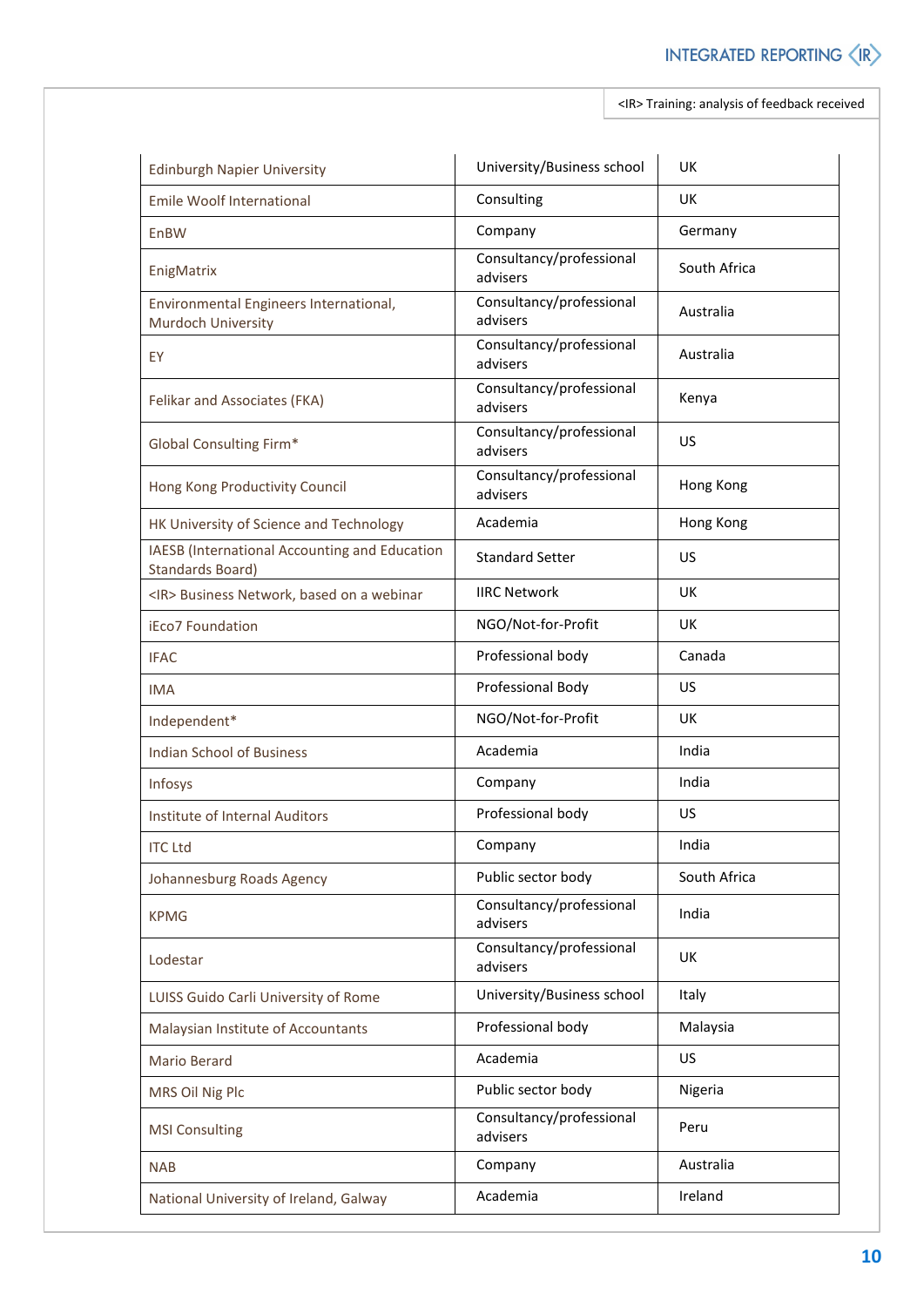| | | |
|---|---|---|
| Edinburgh Napier University | University/Business school | UK |
| Emile Woolf International | Consulting | UK |
| EnBW | Company | Germany |
| EnigMatrix | Consultancy/professional advisers | South Africa |
| Environmental Engineers International, Murdoch University | Consultancy/professional advisers | Australia |
| EY | Consultancy/professional advisers | Australia |
| Felikar and Associates (FKA) | Consultancy/professional advisers | Kenya |
| Global Consulting Firm* | Consultancy/professional advisers | US |
| Hong Kong Productivity Council | Consultancy/professional advisers | Hong Kong |
| HK University of Science and Technology | Academia | Hong Kong |
| IAESB (International Accounting and Education Standards Board) | Standard Setter | US |
| <IR> Business Network, based on a webinar | IIRC Network | UK |
| iEco7 Foundation | NGO/Not-for-Profit | UK |
| IFAC | Professional body | Canada |
| IMA | Professional Body | US |
| Independent* | NGO/Not-for-Profit | UK |
| Indian School of Business | Academia | India |
| Infosys | Company | India |
| Institute of Internal Auditors | Professional body | US |
| ITC Ltd | Company | India |
| Johannesburg Roads Agency | Public sector body | South Africa |
| KPMG | Consultancy/professional advisers | India |
| Lodestar | Consultancy/professional advisers | UK |
| LUISS Guido Carli University of Rome | University/Business school | Italy |
| Malaysian Institute of Accountants | Professional body | Malaysia |
| Mario Berard | Academia | US |
| MRS Oil Nig Plc | Public sector body | Nigeria |
| MSI Consulting | Consultancy/professional advisers | Peru |
| NAB | Company | Australia |
| National University of Ireland, Galway | Academia | Ireland |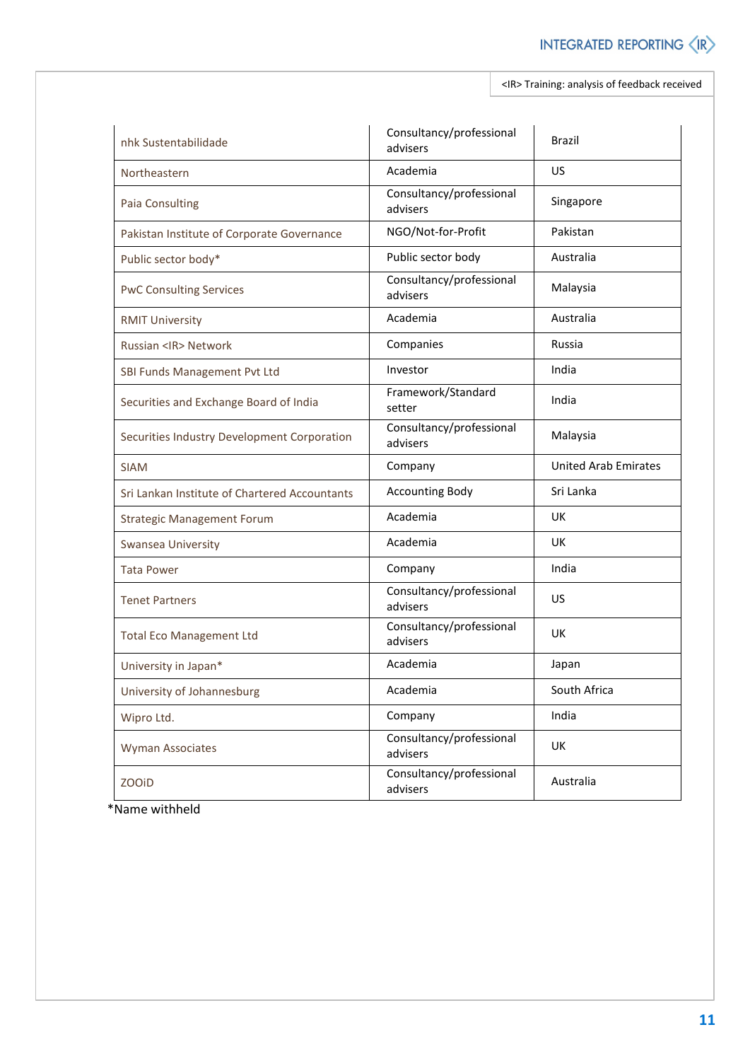| | | |
|---|---|---|
| nhk Sustentabilidade | Consultancy/professional advisers | Brazil |
| Northeastern | Academia | US |
| Paia Consulting | Consultancy/professional advisers | Singapore |
| Pakistan Institute of Corporate Governance | NGO/Not-for-Profit | Pakistan |
| Public sector body* | Public sector body | Australia |
| PwC Consulting Services | Consultancy/professional advisers | Malaysia |
| RMIT University | Academia | Australia |
| Russian <IR> Network | Companies | Russia |
| SBI Funds Management Pvt Ltd | Investor | India |
| Securities and Exchange Board of India | Framework/Standard setter | India |
| Securities Industry Development Corporation | Consultancy/professional advisers | Malaysia |
| SIAM | Company | United Arab Emirates |
| Sri Lankan Institute of Chartered Accountants | Accounting Body | Sri Lanka |
| Strategic Management Forum | Academia | UK |
| Swansea University | Academia | UK |
| Tata Power | Company | India |
| Tenet Partners | Consultancy/professional advisers | US |
| Total Eco Management Ltd | Consultancy/professional advisers | UK |
| University in Japan* | Academia | Japan |
| University of Johannesburg | Academia | South Africa |
| Wipro Ltd. | Company | India |
| Wyman Associates | Consultancy/professional advisers | UK |
| ZOOiD | Consultancy/professional advisers | Australia |

*Name withheld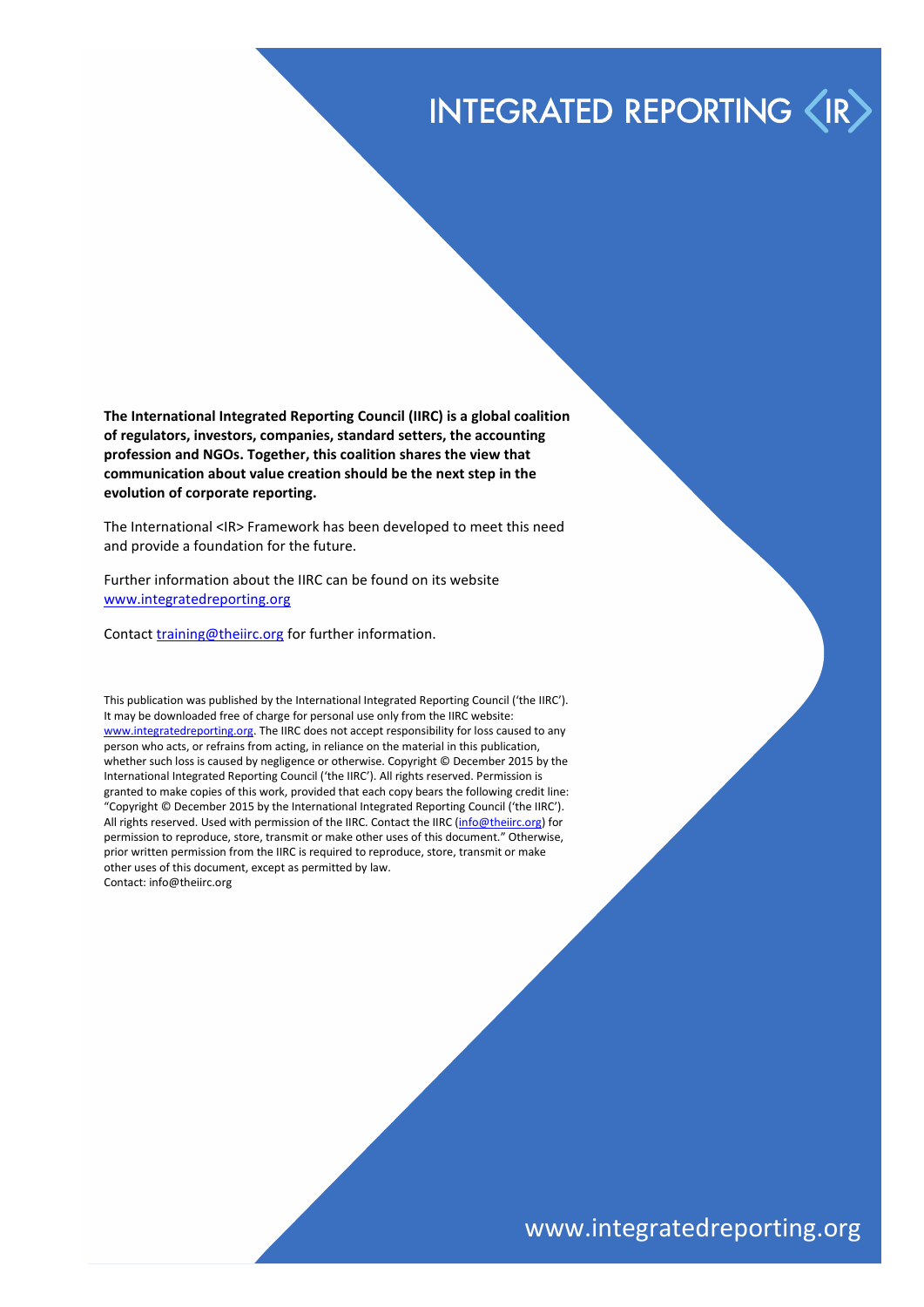INTEGRATED REPORTING <IR>

**The International Integrated Reporting Council (IIRC) is a global coalition of regulators, investors, companies, standard setters, the accounting profession and NGOs. Together, this coalition shares the view that communication about value creation should be the next step in the evolution of corporate reporting.**

The International <IR> Framework has been developed to meet this need and provide a foundation for the future.

Further information about the IIRC can be found on its website [www.integratedreporting.org](http://www.integratedreporting.org)

Contact [training@theiirc.org](mailto:training@theiirc.org) for further information.

This publication was published by the International Integrated Reporting Council ('the IIRC'). It may be downloaded free of charge for personal use only from the IIRC website: [www.integratedreporting.org](http://www.integratedreporting.org). The IIRC does not accept responsibility for loss caused to any person who acts, or refrains from acting, in reliance on the material in this publication, whether such loss is caused by negligence or otherwise. Copyright © December 2015 by the International Integrated Reporting Council ('the IIRC'). All rights reserved. Permission is granted to make copies of this work, provided that each copy bears the following credit line: "Copyright © December 2015 by the International Integrated Reporting Council ('the IIRC'). All rights reserved. Used with permission of the IIRC. Contact the IIRC ([info@theiirc.org](mailto:info@theiirc.org)) for permission to reproduce, store, transmit or make other uses of this document." Otherwise, prior written permission from the IIRC is required to reproduce, store, transmit or make other uses of this document, except as permitted by law.
Contact: info@theiirc.org

www.integratedreporting.org